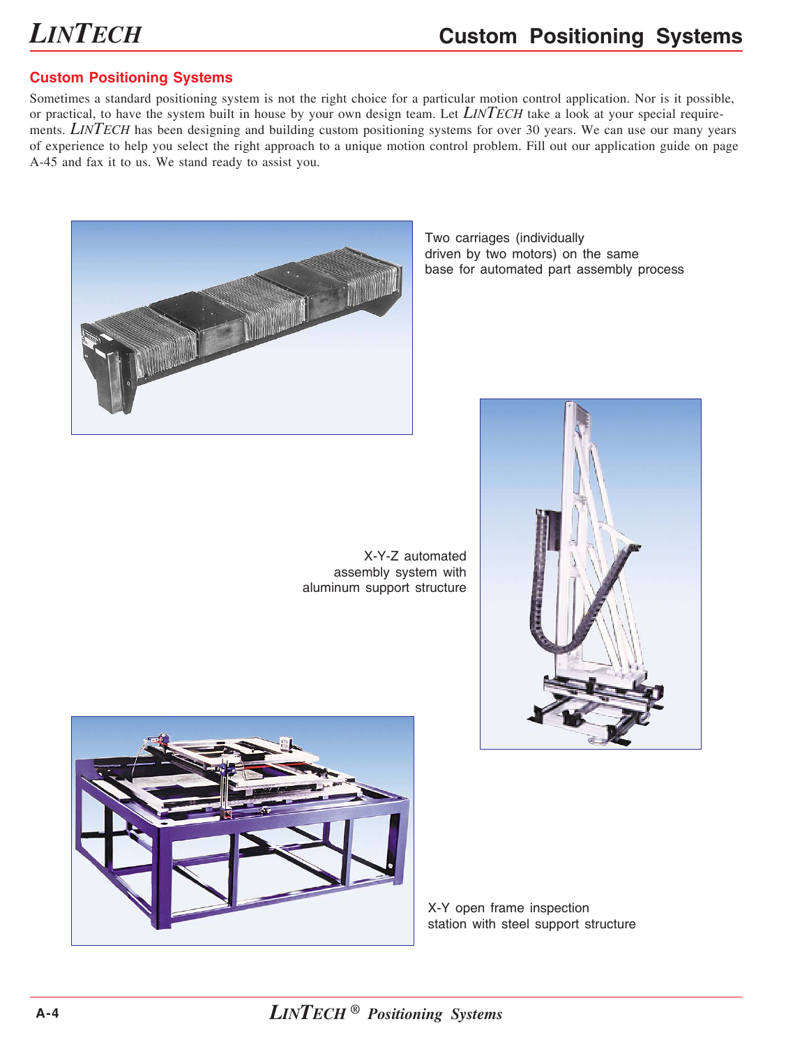## Custom Positioning Systems

Sometimes a standard positioning system is not the right choice for a particular motion control application. Nor is it possible, or practical, to have the system built in house by your own design team. Let *LINTECH* take a look at your special requirements. *LINTECH* has been designing and building custom positioning systems for over 30 years. We can use our many years of experience to help you select the right approach to a unique motion control problem. Fill out our application guide on page A-45 and fax it to us. We stand ready to assist you.

Two carriages (individually driven by two motors) on the same base for automated part assembly process

X-Y-Z automated assembly system with aluminum support structure

X-Y open frame inspection station with steel support structure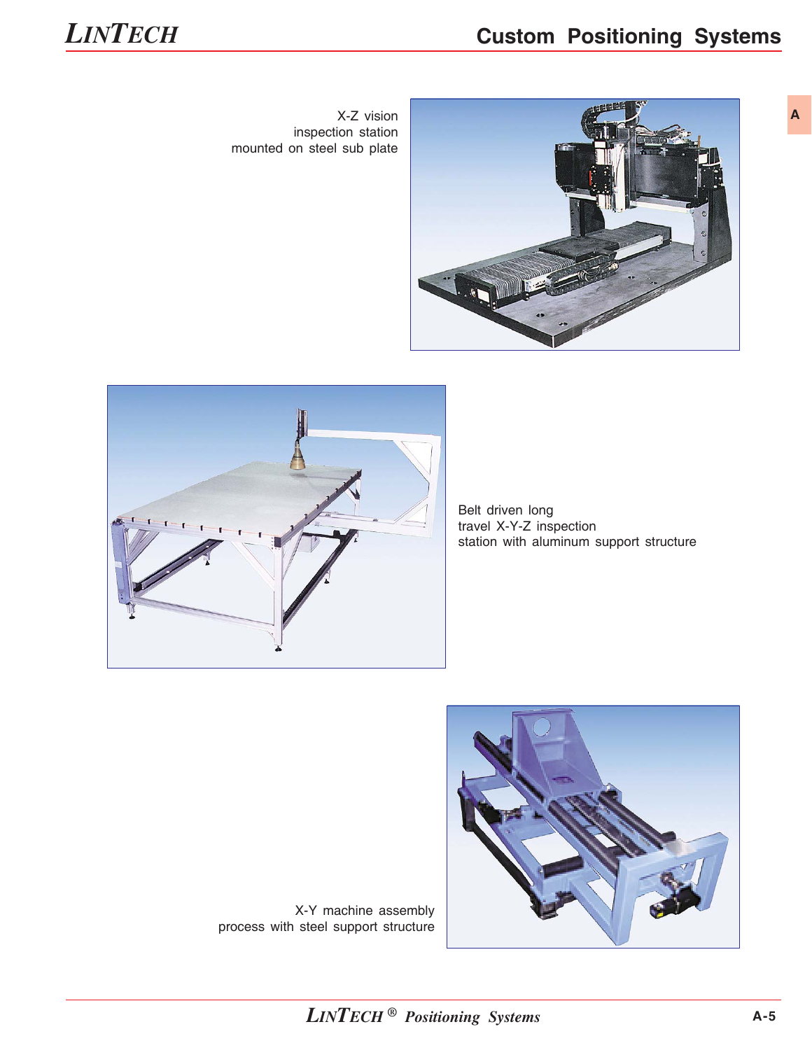X-Z vision
inspection station
mounted on steel sub plate

Belt driven long
travel X-Y-Z inspection
station with aluminum support structure

X-Y machine assembly
process with steel support structure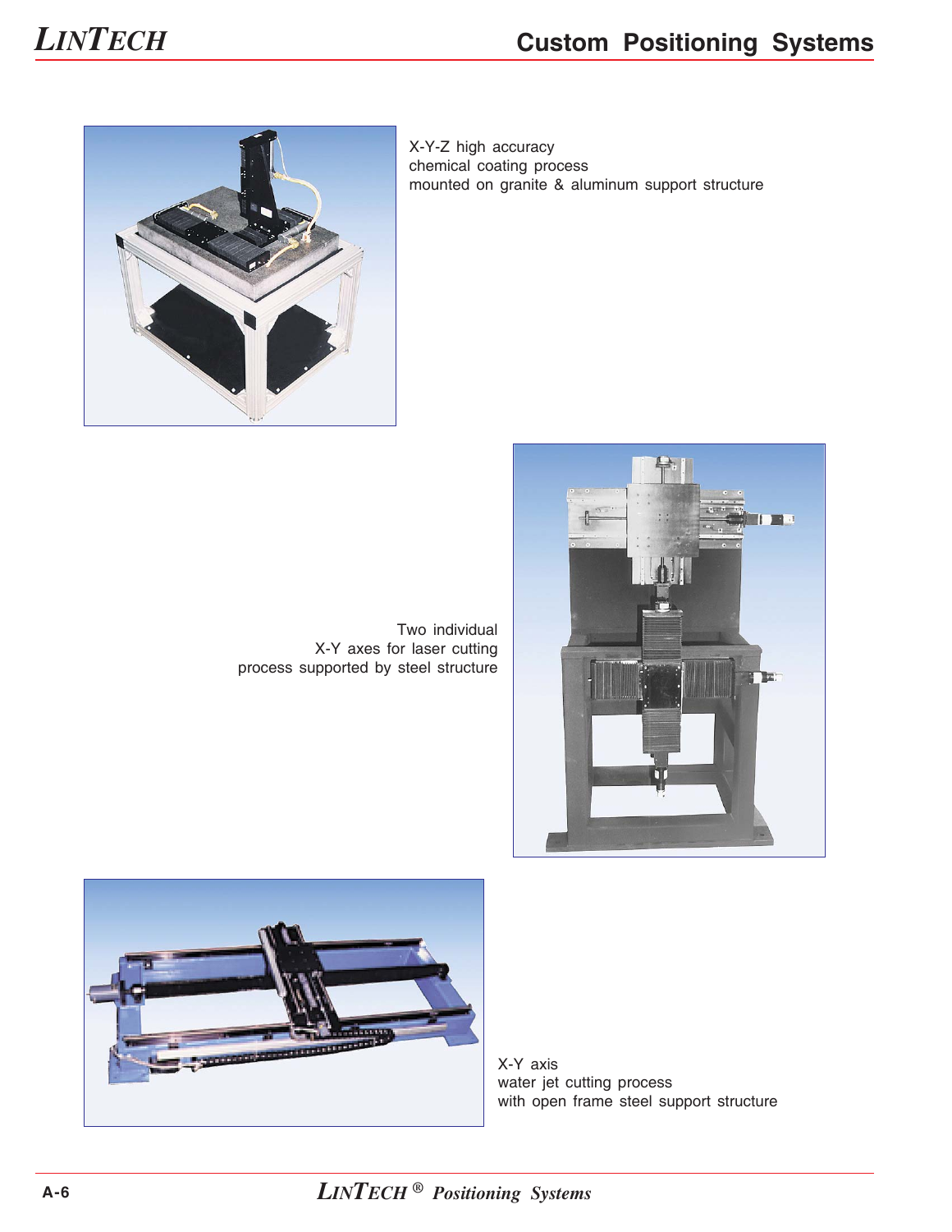# Custom Positioning Systems

X-Y-Z high accuracy
chemical coating process
mounted on granite & aluminum support structure

Two individual
X-Y axes for laser cutting
process supported by steel structure

X-Y axis
water jet cutting process
with open frame steel support structure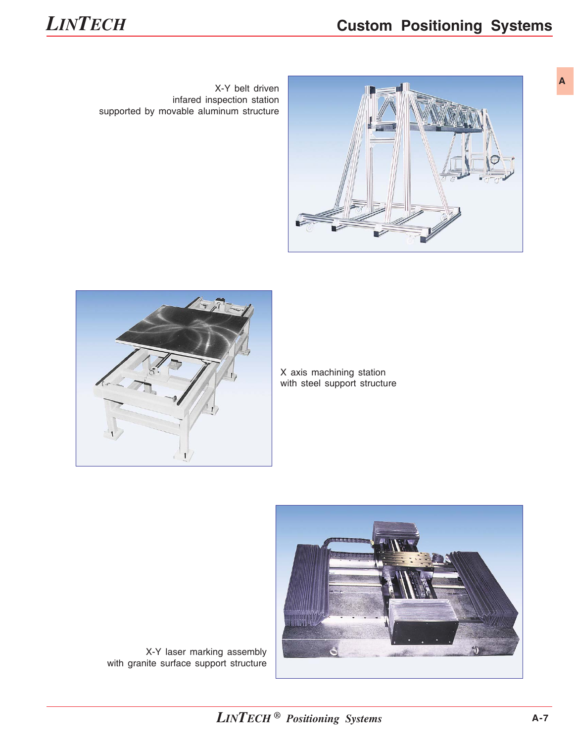X-Y belt driven
infared inspection station
supported by movable aluminum structure

X axis machining station
with steel support structure

X-Y laser marking assembly
with granite surface support structure